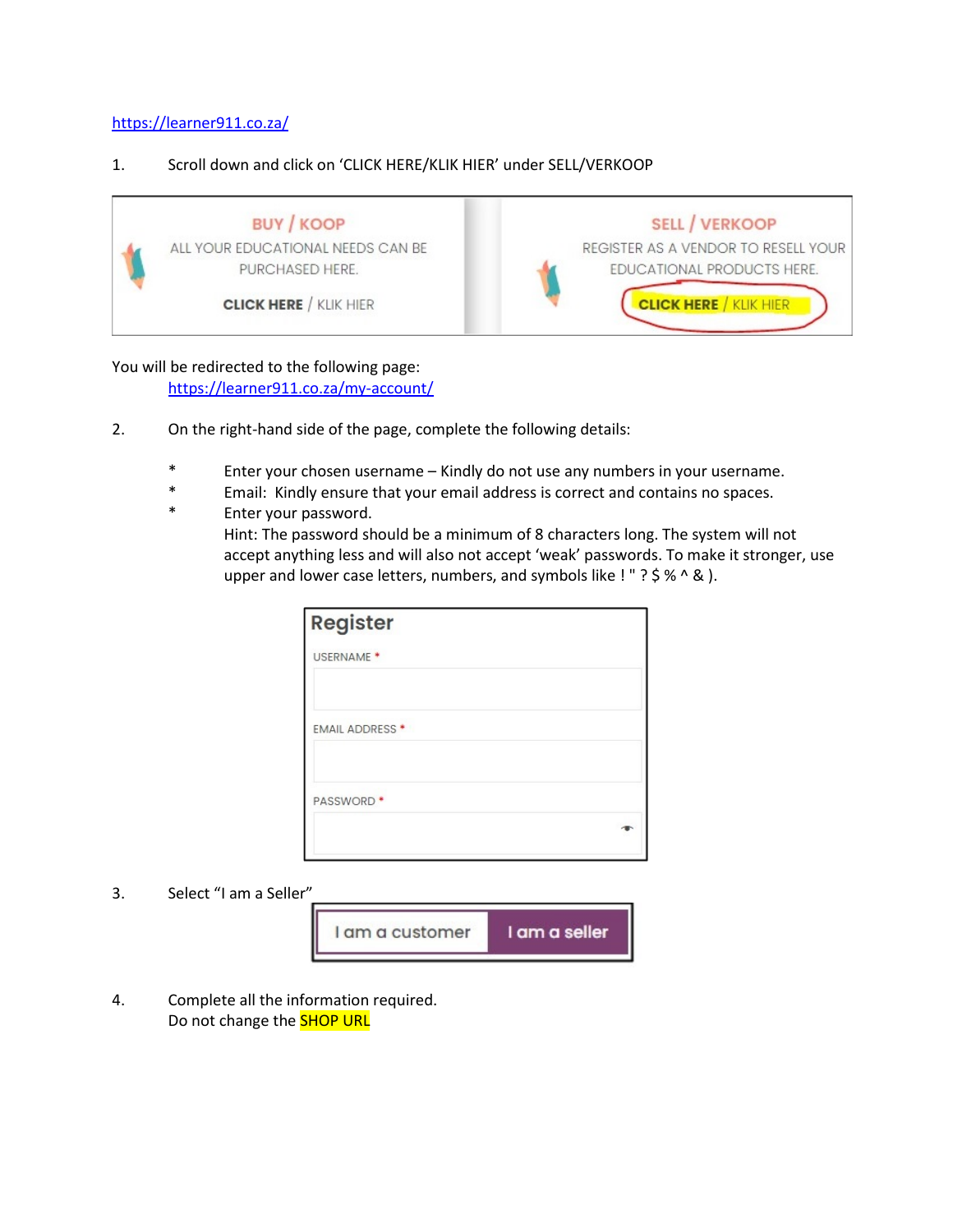https://learner911.co.za/

1. Scroll down and click on 'CLICK HERE/KLIK HIER' under SELL/VERKOOP

BUY / KOOP
ALL YOUR EDUCATIONAL NEEDS CAN BE PURCHASED HERE.
CLICK HERE / KLIK HIER

SELL / VERKOOP
REGISTER AS A VENDOR TO RESELL YOUR EDUCATIONAL PRODUCTS HERE.
CLICK HERE / KLIK HIER

You will be redirected to the following page:
https://learner911.co.za/my-account/

2. On the right-hand side of the page, complete the following details:

   * Enter your chosen username – Kindly do not use any numbers in your username.
   * Email: Kindly ensure that your email address is correct and contains no spaces.
   * Enter your password.
     Hint: The password should be a minimum of 8 characters long. The system will not accept anything less and will also not accept 'weak' passwords. To make it stronger, use upper and lower case letters, numbers, and symbols like ! " ? $ % ^ & ).

Register
USERNAME *
EMAIL ADDRESS *
PASSWORD *

3. Select "I am a Seller"

I am a customer | I am a seller

4. Complete all the information required.
   Do not change the SHOP URL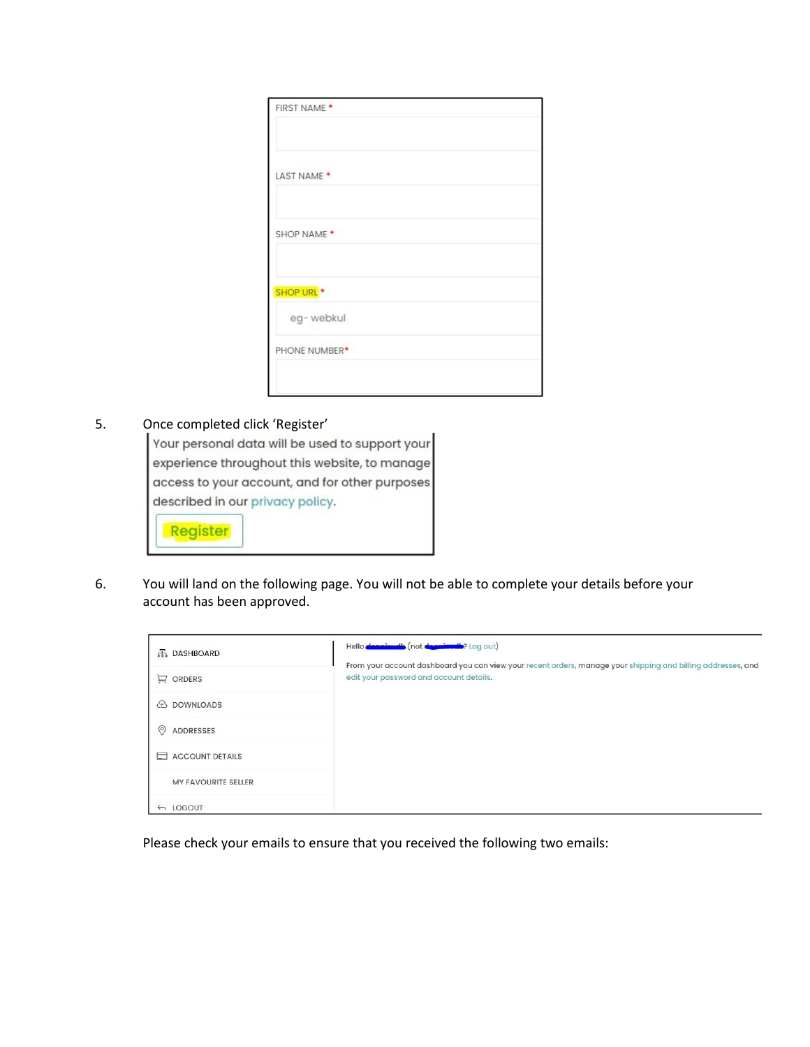FIRST NAME *

LAST NAME *

SHOP NAME *

SHOP URL *

eg- webkul

PHONE NUMBER*

5. Once completed click 'Register'

Your personal data will be used to support your experience throughout this website, to manage access to your account, and for other purposes described in our privacy policy.

Register

6. You will land on the following page. You will not be able to complete your details before your account has been approved.

| | |
|---|---|
| DASHBOARD | Hello (not ? Log out) |
| ORDERS | From your account dashboard you can view your recent orders, manage your shipping and billing addresses, and edit your password and account details. |
| DOWNLOADS | |
| ADDRESSES | |
| ACCOUNT DETAILS | |
| MY FAVOURITE SELLER | |
| LOGOUT | |

Please check your emails to ensure that you received the following two emails: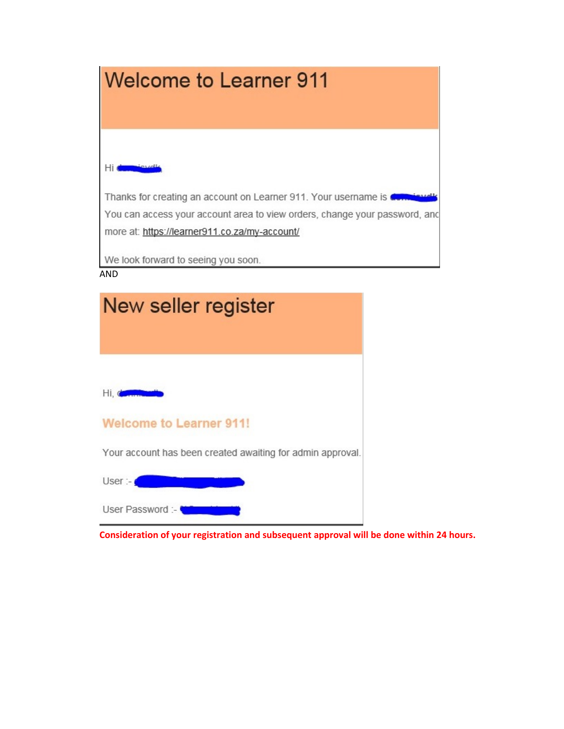# Welcome to Learner 911

Hi

Thanks for creating an account on Learner 911. Your username is
You can access your account area to view orders, change your password, and
more at: https://learner911.co.za/my-account/

We look forward to seeing you soon.

AND

# New seller register

Hi,

**Welcome to Learner 911!**

Your account has been created awaiting for admin approval.

User :-

User Password :-

**Consideration of your registration and subsequent approval will be done within 24 hours.**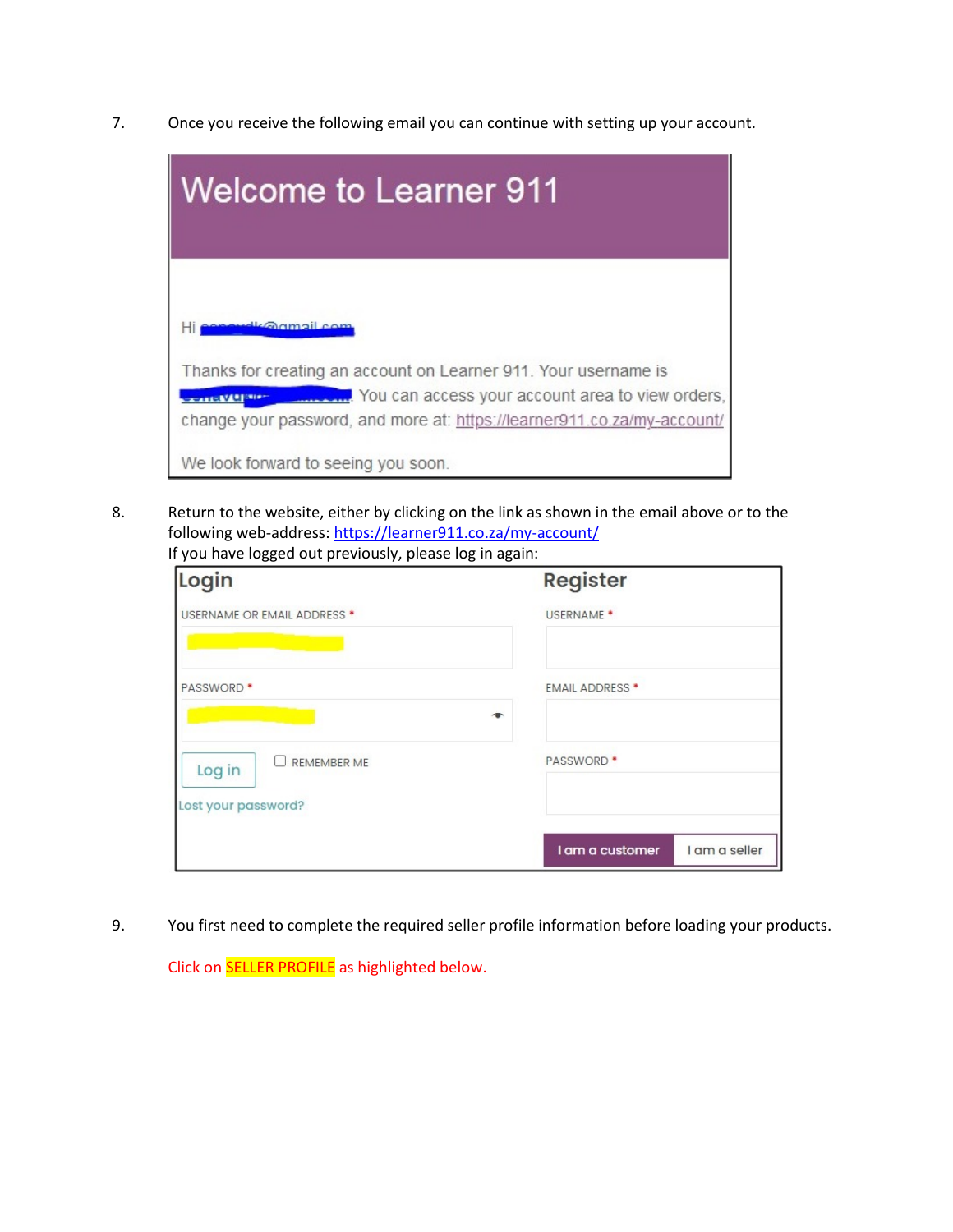7. Once you receive the following email you can continue with setting up your account.

Welcome to Learner 911

Hi

Thanks for creating an account on Learner 911. Your username is . You can access your account area to view orders, change your password, and more at: https://learner911.co.za/my-account/

We look forward to seeing you soon.

8. Return to the website, either by clicking on the link as shown in the email above or to the following web-address: https://learner911.co.za/my-account/
If you have logged out previously, please log in again:

Login

USERNAME OR EMAIL ADDRESS *

PASSWORD *

Log in    REMEMBER ME

Lost your password?

Register

USERNAME *

EMAIL ADDRESS *

PASSWORD *

I am a customer    I am a seller

9. You first need to complete the required seller profile information before loading your products.

Click on SELLER PROFILE as highlighted below.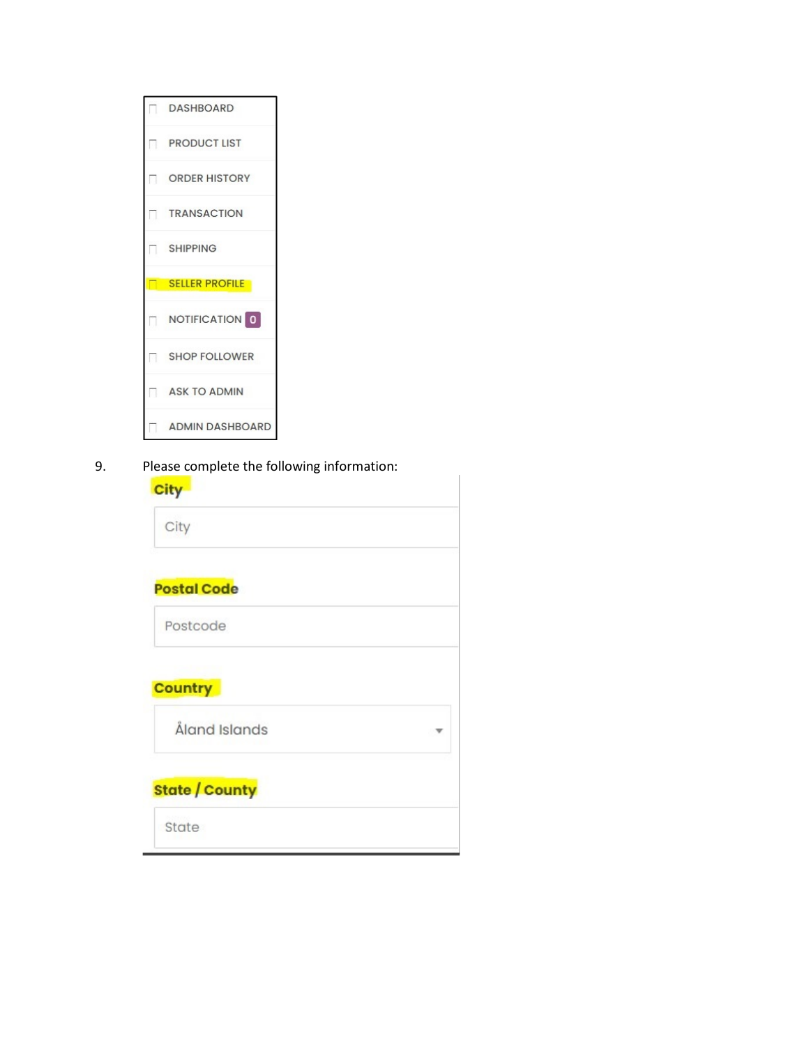- DASHBOARD
- PRODUCT LIST
- ORDER HISTORY
- TRANSACTION
- SHIPPING
- SELLER PROFILE
- NOTIFICATION 0
- SHOP FOLLOWER
- ASK TO ADMIN
- ADMIN DASHBOARD

9. Please complete the following information:

**City**

City

**Postal Code**

Postcode

**Country**

Åland Islands

**State / County**

State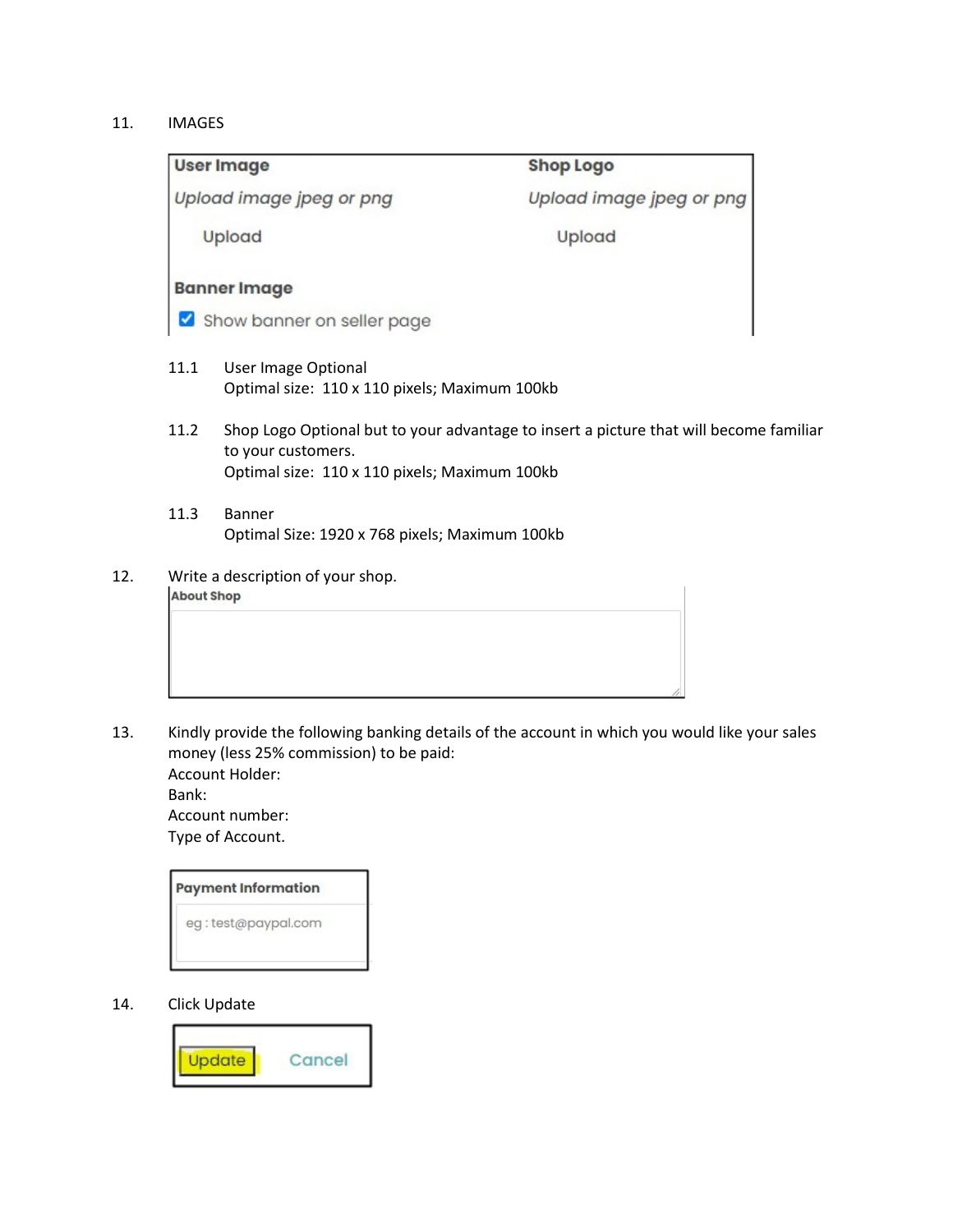11. IMAGES

User Image
*Upload image jpeg or png*
Upload

Shop Logo
*Upload image jpeg or png*
Upload

Banner Image
☑ Show banner on seller page

11.1 User Image Optional
Optimal size: 110 x 110 pixels; Maximum 100kb

11.2 Shop Logo Optional but to your advantage to insert a picture that will become familiar to your customers.
Optimal size: 110 x 110 pixels; Maximum 100kb

11.3 Banner
Optimal Size: 1920 x 768 pixels; Maximum 100kb

12. Write a description of your shop.

About Shop

13. Kindly provide the following banking details of the account in which you would like your sales money (less 25% commission) to be paid:
Account Holder:
Bank:
Account number:
Type of Account.

Payment Information
eg : test@paypal.com

14. Click Update

Update Cancel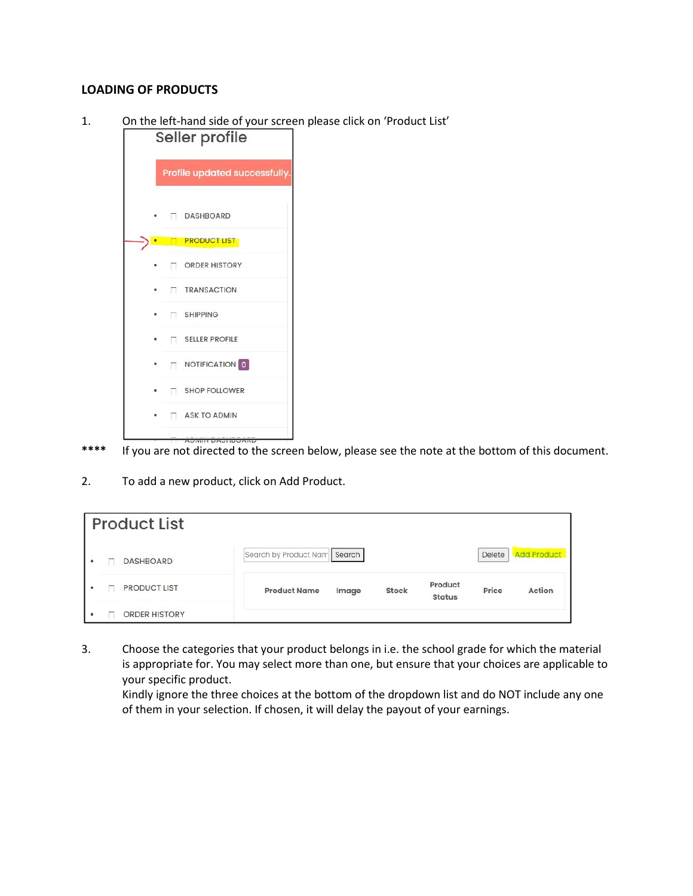**LOADING OF PRODUCTS**

1. On the left-hand side of your screen please click on 'Product List'

**** If you are not directed to the screen below, please see the note at the bottom of this document.

2. To add a new product, click on Add Product.

3. Choose the categories that your product belongs in i.e. the school grade for which the material is appropriate for. You may select more than one, but ensure that your choices are applicable to your specific product.
   Kindly ignore the three choices at the bottom of the dropdown list and do NOT include any one of them in your selection. If chosen, it will delay the payout of your earnings.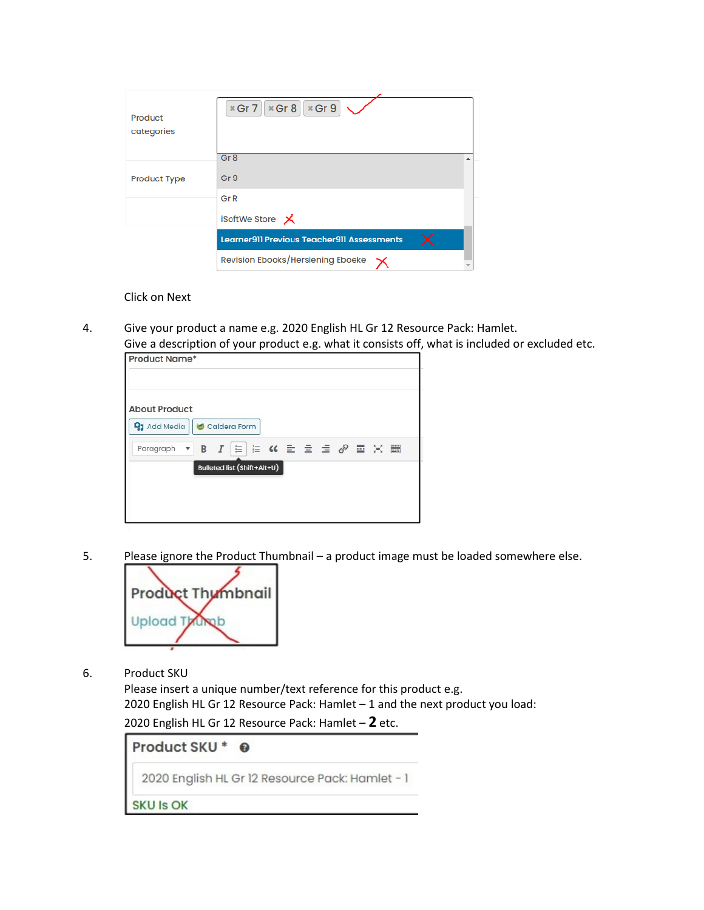Product categories

Gr 7 | Gr 8 | Gr 9

Gr 8
Gr 9
Gr R
iSoftWe Store
Learner911 Previous Teacher911 Assessments
Revision Ebooks/Hersiening Eboeke

Product Type

Click on Next

4. Give your product a name e.g. 2020 English HL Gr 12 Resource Pack: Hamlet.
   Give a description of your product e.g. what it consists off, what is included or excluded etc.

Product Name*

About Product

Add Media | Caldera Form

Paragraph

Bulleted list (Shift+Alt+U)

5. Please ignore the Product Thumbnail – a product image must be loaded somewhere else.

Product Thumbnail

Upload Thumb

6. Product SKU
   Please insert a unique number/text reference for this product e.g.
   2020 English HL Gr 12 Resource Pack: Hamlet – 1 and the next product you load:
   2020 English HL Gr 12 Resource Pack: Hamlet – **2** etc.

Product SKU *

2020 English HL Gr 12 Resource Pack: Hamlet - 1

SKU Is OK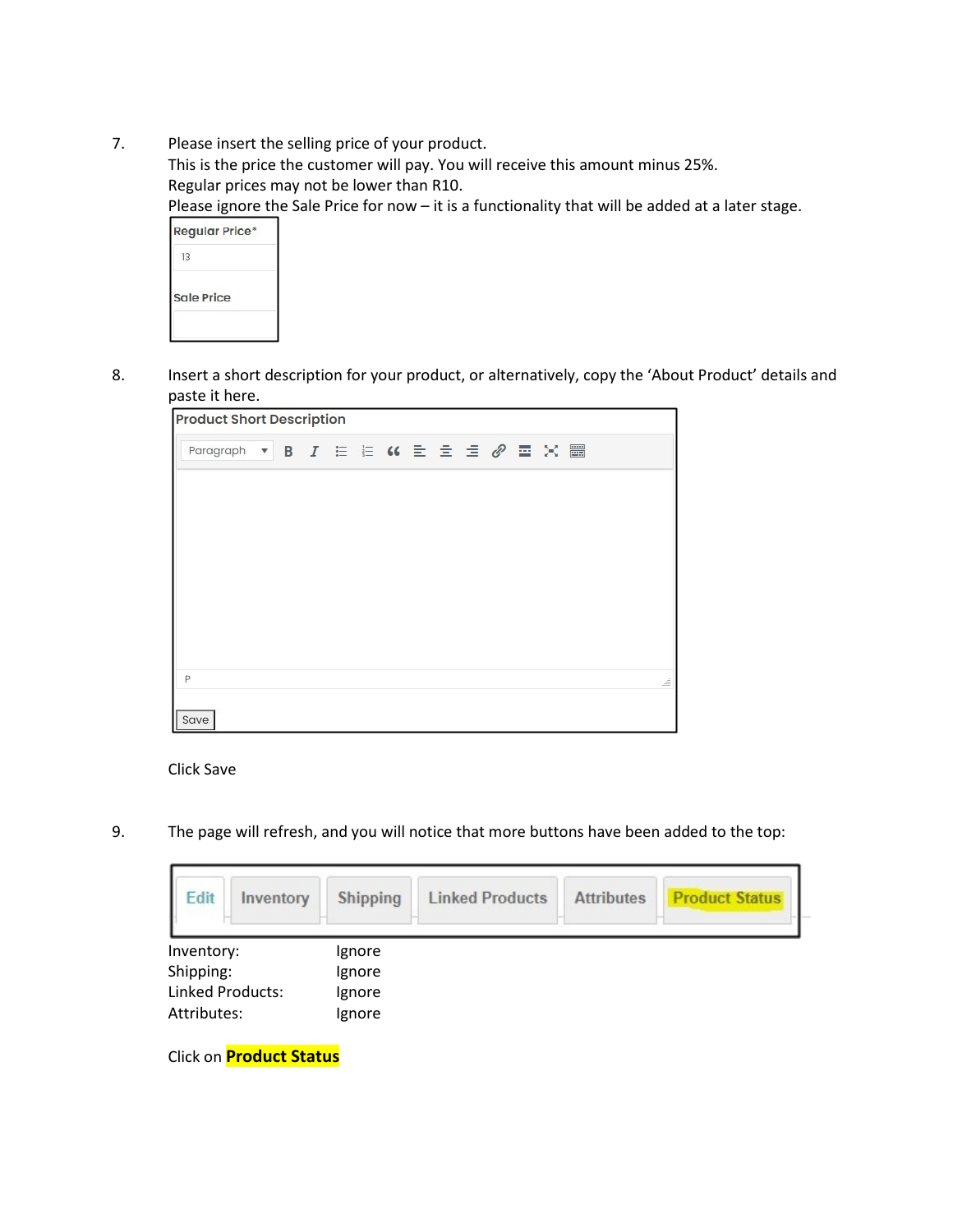7. Please insert the selling price of your product.
   This is the price the customer will pay. You will receive this amount minus 25%.
   Regular prices may not be lower than R10.
   Please ignore the Sale Price for now – it is a functionality that will be added at a later stage.

   Regular Price*
   13
   Sale Price

8. Insert a short description for your product, or alternatively, copy the 'About Product' details and paste it here.

   Product Short Description
   Paragraph
   P
   Save

   Click Save

9. The page will refresh, and you will notice that more buttons have been added to the top:

   Edit | Inventory | Shipping | Linked Products | Attributes | Product Status

| | |
|---|---|
| Inventory: | Ignore |
| Shipping: | Ignore |
| Linked Products: | Ignore |
| Attributes: | Ignore |

Click on **Product Status**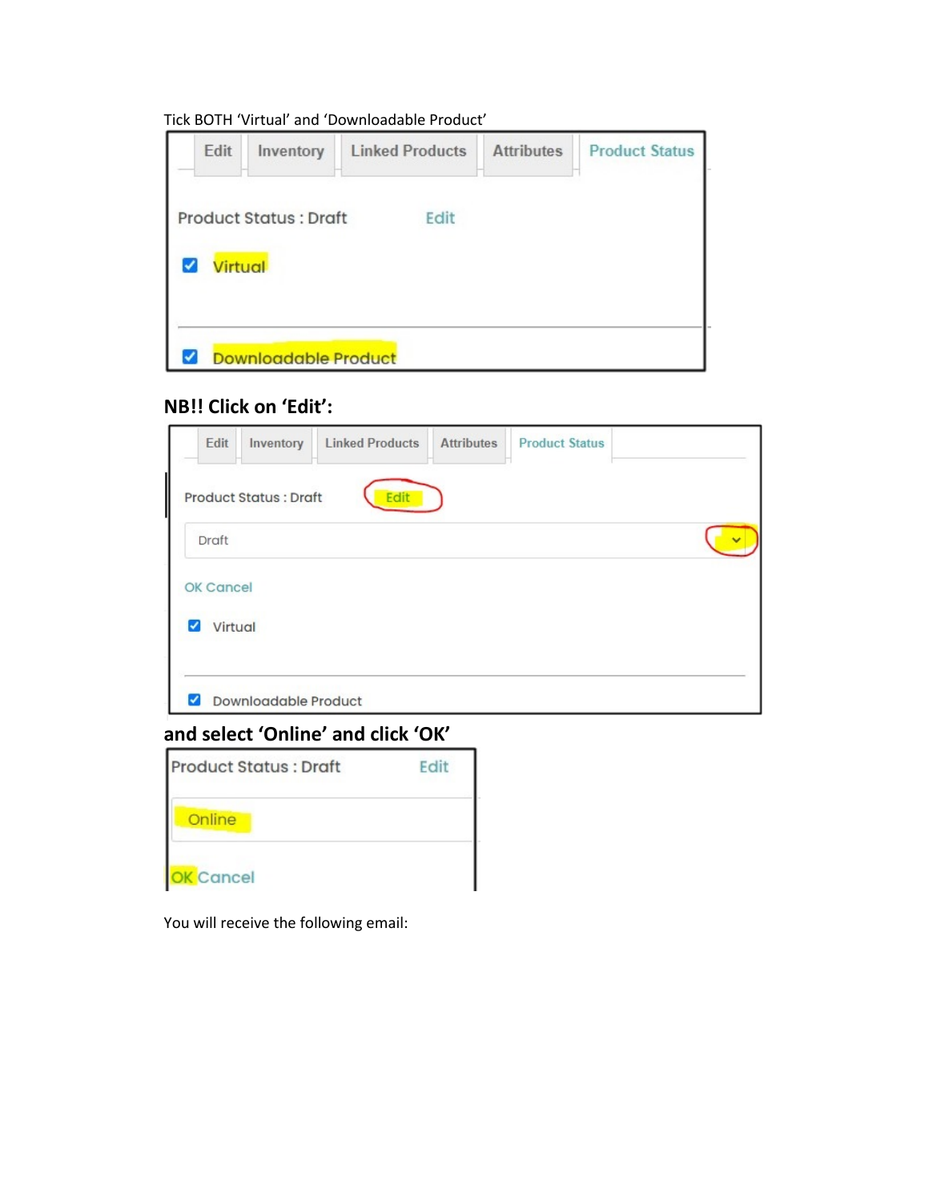Tick BOTH 'Virtual' and 'Downloadable Product'

Edit | Inventory | Linked Products | Attributes | Product Status

Product Status : Draft Edit

Virtual

Downloadable Product

**NB!! Click on 'Edit':**

Edit | Inventory | Linked Products | Attributes | Product Status

Product Status : Draft Edit

Draft

OK Cancel

Virtual

Downloadable Product

**and select 'Online' and click 'OK'**

Product Status : Draft Edit

Online

OK Cancel

You will receive the following email: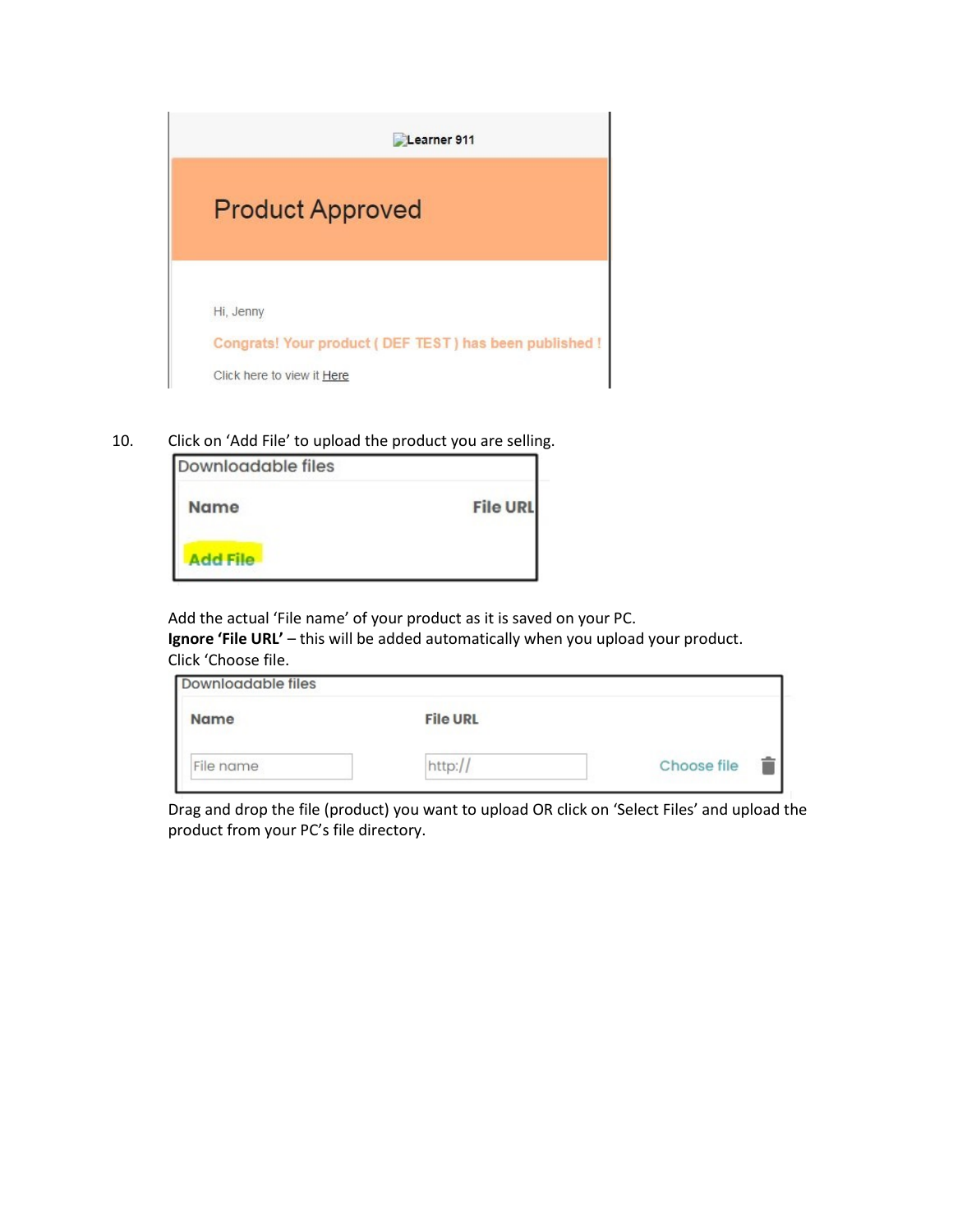10. Click on 'Add File' to upload the product you are selling.

Add the actual 'File name' of your product as it is saved on your PC.
**Ignore 'File URL'** – this will be added automatically when you upload your product.
Click 'Choose file.

Drag and drop the file (product) you want to upload OR click on 'Select Files' and upload the product from your PC's file directory.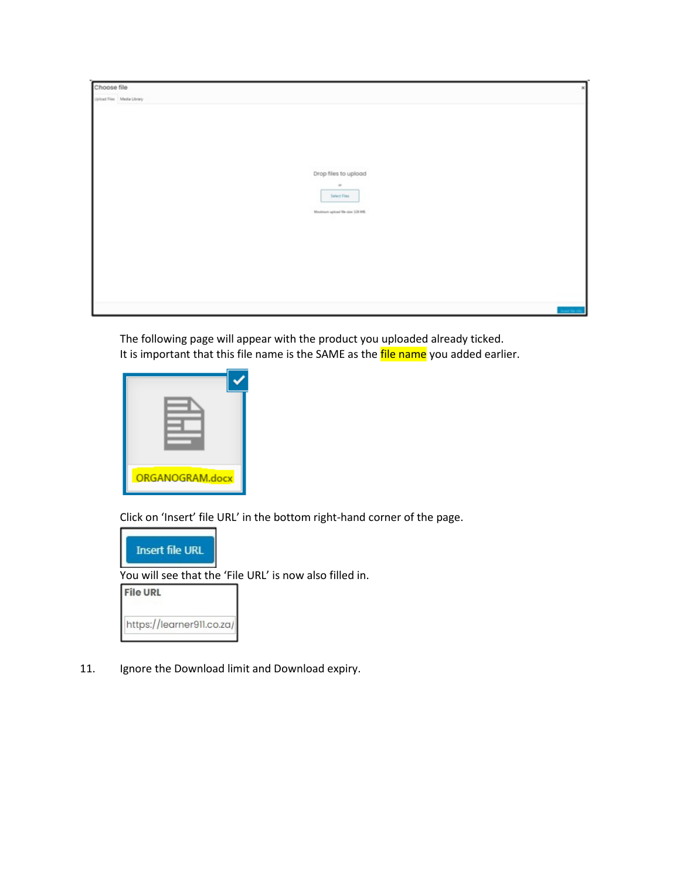The following page will appear with the product you uploaded already ticked.
It is important that this file name is the SAME as the file name you added earlier.

Click on 'Insert' file URL' in the bottom right-hand corner of the page.

You will see that the 'File URL' is now also filled in.

11. Ignore the Download limit and Download expiry.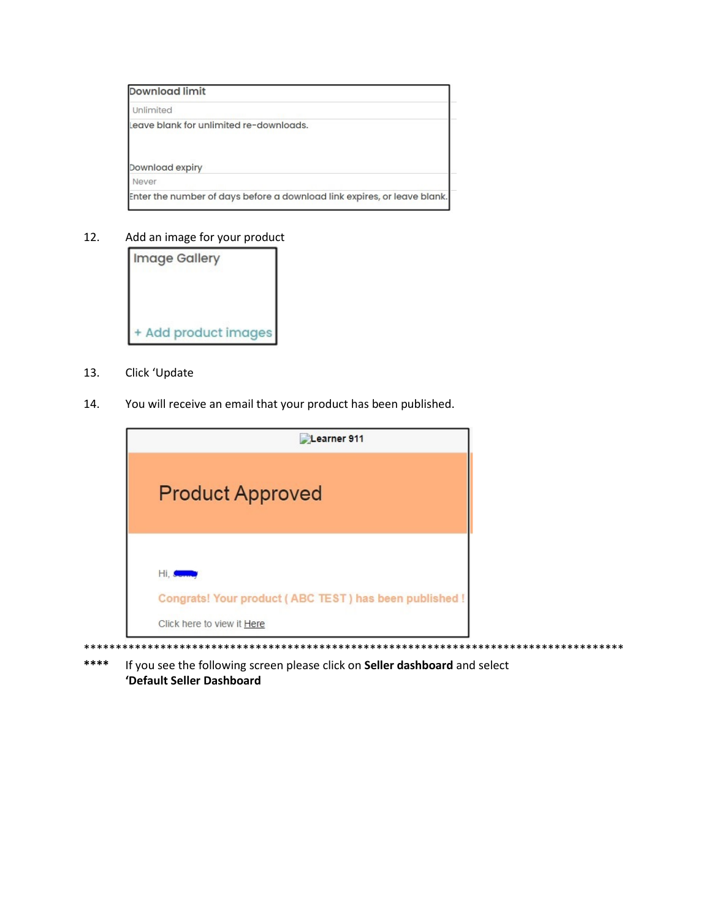Download limit

Unlimited

Leave blank for unlimited re-downloads.

Download expiry

Never

Enter the number of days before a download link expires, or leave blank.

12. Add an image for your product

Image Gallery

+ Add product images

13. Click 'Update

14. You will receive an email that your product has been published.

Learner 911

Product Approved

Hi,

Congrats! Your product ( ABC TEST ) has been published !

Click here to view it Here

******************************************************************************************

**** If you see the following screen please click on **Seller dashboard** and select **'Default Seller Dashboard**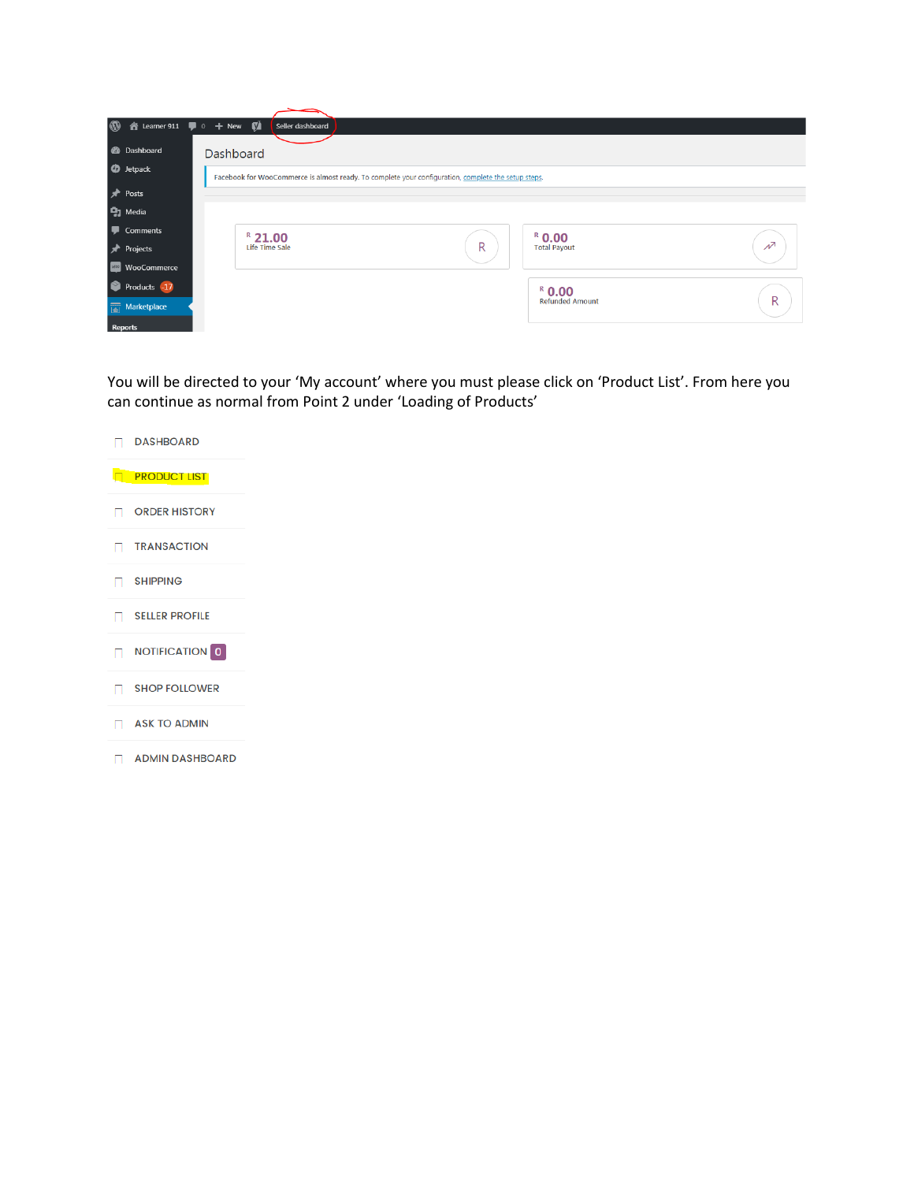You will be directed to your 'My account' where you must please click on 'Product List'. From here you can continue as normal from Point 2 under 'Loading of Products'

- DASHBOARD
- PRODUCT LIST
- ORDER HISTORY
- TRANSACTION
- SHIPPING
- SELLER PROFILE
- NOTIFICATION 0
- SHOP FOLLOWER
- ASK TO ADMIN
- ADMIN DASHBOARD